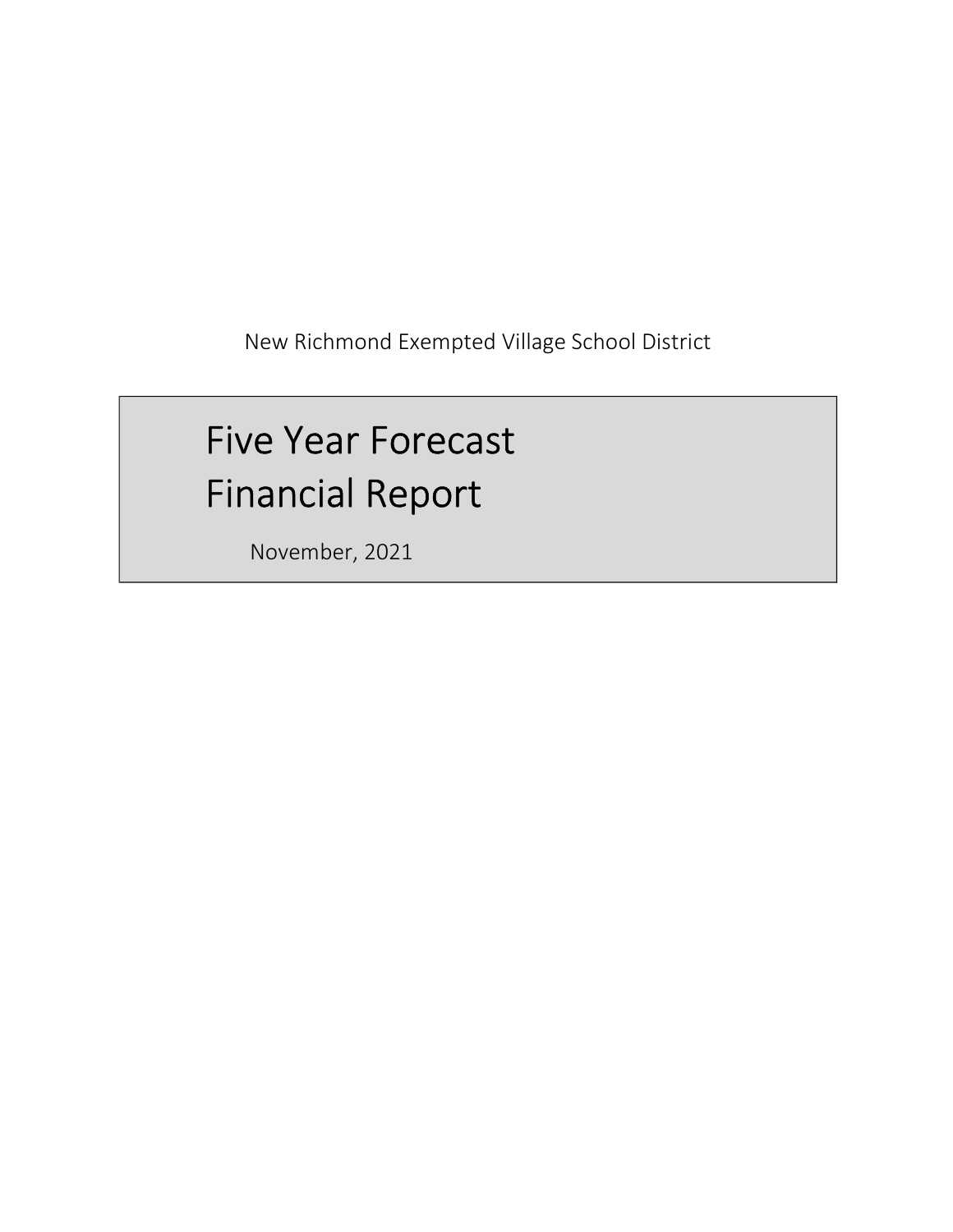New Richmond Exempted Village School District

# Five Year Forecast
# Financial Report

November, 2021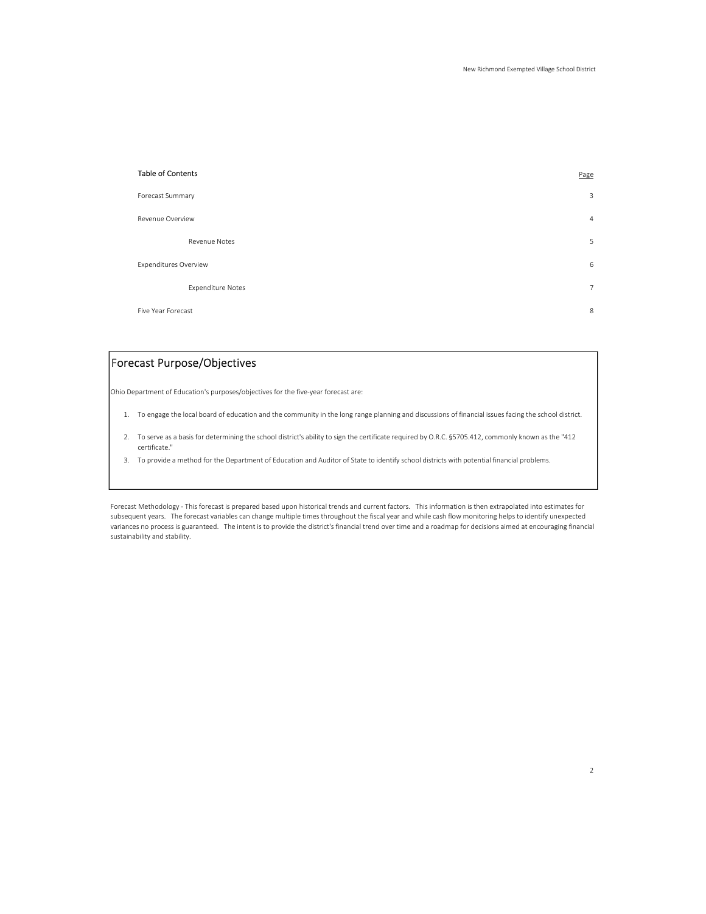## Table of Contents

| Table of Contents | Page |
|---|---|
| Forecast Summary | 3 |
| Revenue Overview | 4 |
| Revenue Notes | 5 |
| Expenditures Overview | 6 |
| Expenditure Notes | 7 |
| Five Year Forecast | 8 |

## Forecast Purpose/Objectives

Ohio Department of Education's purposes/objectives for the five-year forecast are:

1. To engage the local board of education and the community in the long range planning and discussions of financial issues facing the school district.
2. To serve as a basis for determining the school district's ability to sign the certificate required by O.R.C. §5705.412, commonly known as the "412 certificate."
3. To provide a method for the Department of Education and Auditor of State to identify school districts with potential financial problems.

Forecast Methodology - This forecast is prepared based upon historical trends and current factors. This information is then extrapolated into estimates for subsequent years. The forecast variables can change multiple times throughout the fiscal year and while cash flow monitoring helps to identify unexpected variances no process is guaranteed. The intent is to provide the district's financial trend over time and a roadmap for decisions aimed at encouraging financial sustainability and stability.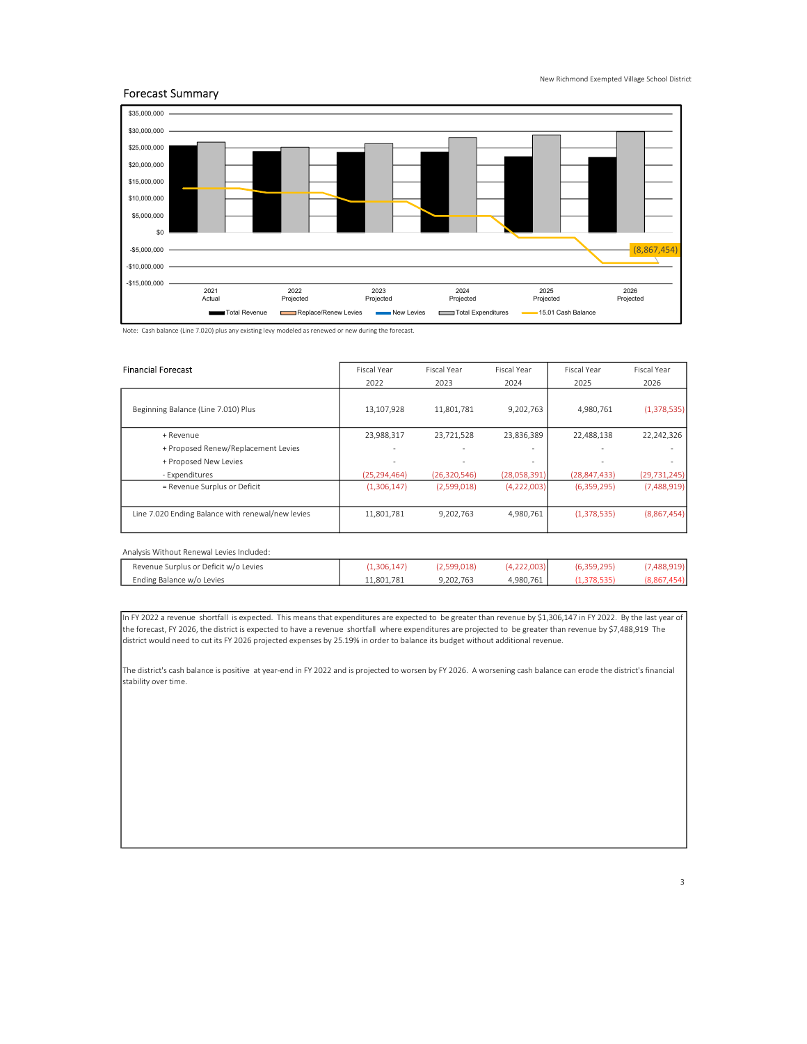## Forecast Summary

$35,000,000
$30,000,000
$25,000,000
$20,000,000
$15,000,000
$10,000,000
$5,000,000
$0
-$5,000,000
-$10,000,000
-$15,000,000

2021 Actual
2022 Projected
2023 Projected
2024 Projected
2025 Projected
2026 Projected

(8,867,454)

Total Revenue
Replace/Renew Levies
New Levies
Total Expenditures
15.01 Cash Balance

Note: Cash balance (Line 7.020) plus any existing levy modeled as renewed or new during the forecast.

| Financial Forecast | Fiscal Year 2022 | Fiscal Year 2023 | Fiscal Year 2024 | Fiscal Year 2025 | Fiscal Year 2026 |
|---|---|---|---|---|---|
| Beginning Balance (Line 7.010) Plus | 13,107,928 | 11,801,781 | 9,202,763 | 4,980,761 | (1,378,535) |
| + Revenue | 23,988,317 | 23,721,528 | 23,836,389 | 22,488,138 | 22,242,326 |
| + Proposed Renew/Replacement Levies | - | - | - | - | - |
| + Proposed New Levies | - | - | - | - | - |
| - Expenditures | (25,294,464) | (26,320,546) | (28,058,391) | (28,847,433) | (29,731,245) |
| = Revenue Surplus or Deficit | (1,306,147) | (2,599,018) | (4,222,003) | (6,359,295) | (7,488,919) |
| Line 7.020 Ending Balance with renewal/new levies | 11,801,781 | 9,202,763 | 4,980,761 | (1,378,535) | (8,867,454) |

Analysis Without Renewal Levies Included:

| | | | | | |
|---|---|---|---|---|---|
| Revenue Surplus or Deficit w/o Levies | (1,306,147) | (2,599,018) | (4,222,003) | (6,359,295) | (7,488,919) |
| Ending Balance w/o Levies | 11,801,781 | 9,202,763 | 4,980,761 | (1,378,535) | (8,867,454) |

In FY 2022 a revenue shortfall is expected. This means that expenditures are expected to be greater than revenue by $1,306,147 in FY 2022. By the last year of the forecast, FY 2026, the district is expected to have a revenue shortfall where expenditures are projected to be greater than revenue by $7,488,919 The district would need to cut its FY 2026 projected expenses by 25.19% in order to balance its budget without additional revenue.

The district's cash balance is positive at year-end in FY 2022 and is projected to worsen by FY 2026. A worsening cash balance can erode the district's financial stability over time.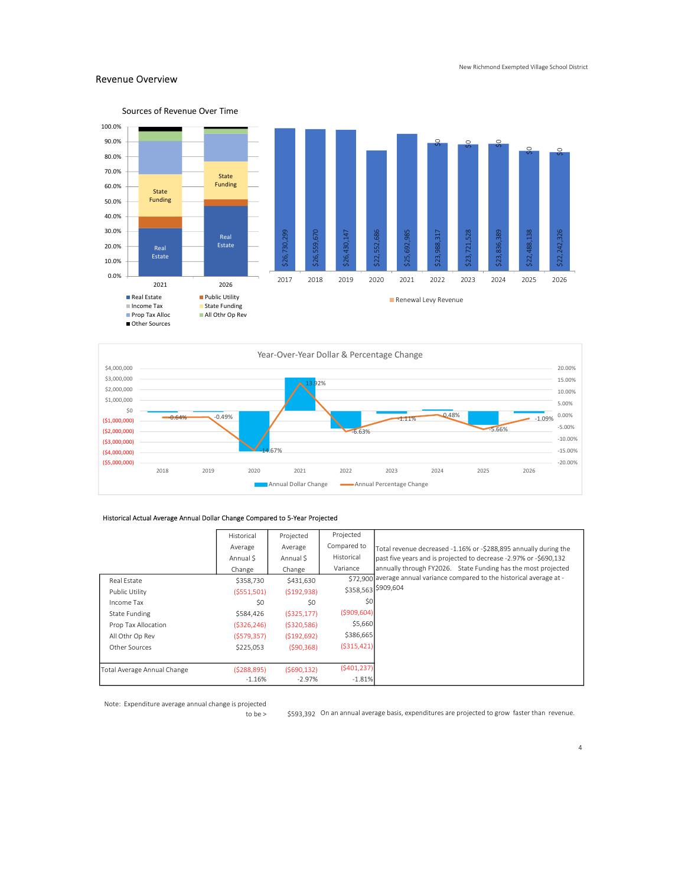## Revenue Overview

Sources of Revenue Over Time

100.0%
90.0%
80.0%
70.0%
60.0%
50.0%
40.0%
30.0%
20.0%
10.0%
0.0%

2021 2026

Real Estate
State Funding

Real Estate ■ Public Utility
Income Tax ■ State Funding
Prop Tax Alloc ■ All Othr Op Rev
Other Sources

$26,730,299 $26,559,670 $26,430,147 $22,552,686 $25,692,985 $23,988,317 $23,721,528 $23,836,389 $22,488,138 $22,242,326

$0 $0 $0 $0 $0

2017 2018 2019 2020 2021 2022 2023 2024 2025 2026

Renewal Levy Revenue

Year-Over-Year Dollar & Percentage Change

$4,000,000
$3,000,000
$2,000,000
$1,000,000
$0
($1,000,000)
($2,000,000)
($3,000,000)
($4,000,000)
($5,000,000)

20.00%
15.00%
10.00%
5.00%
0.00%
-5.00%
-10.00%
-15.00%
-20.00%

-0.64% -0.49% -14.67% 13.92% -6.63% -1.11% 0.48% -5.66% -1.09%

2018 2019 2020 2021 2022 2023 2024 2025 2026

Annual Dollar Change
Annual Percentage Change

Historical Actual Average Annual Dollar Change Compared to 5-Year Projected

| | Historical Average Annual $ Change | Projected Average Annual $ Change | Projected Compared to Historical Variance |
|---|---|---|---|
| Real Estate | $358,730 | $431,630 | $72,900 |
| Public Utility | ($551,501) | ($192,938) | $358,563 |
| Income Tax | $0 | $0 | $0 |
| State Funding | $584,426 | ($325,177) | ($909,604) |
| Prop Tax Allocation | ($326,246) | ($320,586) | $5,660 |
| All Othr Op Rev | ($579,357) | ($192,692) | $386,665 |
| Other Sources | $225,053 | ($90,368) | ($315,421) |
| Total Average Annual Change | ($288,895) | ($690,132) | ($401,237) |
| | -1.16% | -2.97% | -1.81% |

Total revenue decreased -1.16% or -$288,895 annually during the past five years and is projected to decrease -2.97% or -$690,132 annually through FY2026. State Funding has the most projected average annual variance compared to the historical average at -$909,604

Note: Expenditure average annual change is projected to be > $593,392 On an annual average basis, expenditures are projected to grow faster than revenue.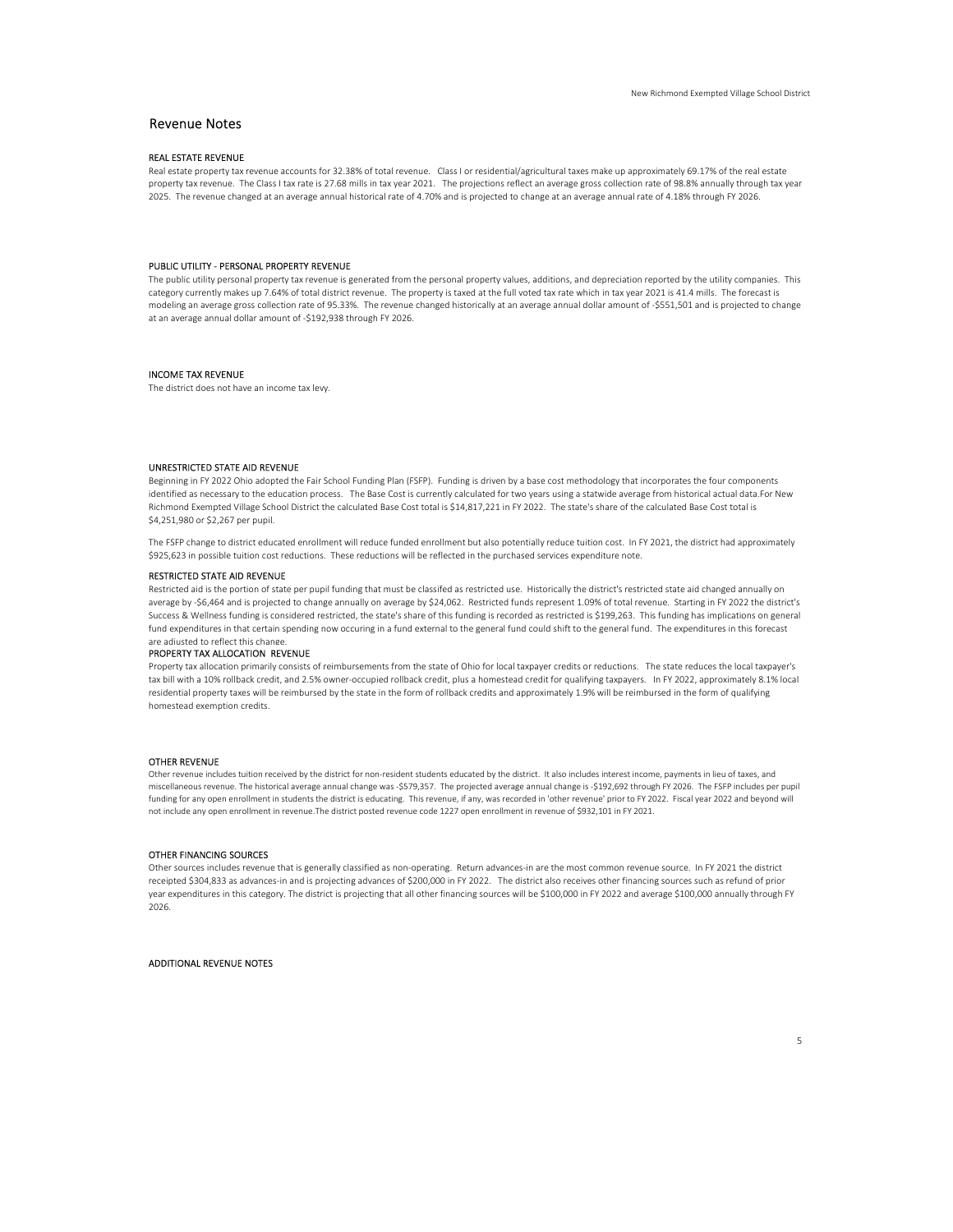## Revenue Notes

### REAL ESTATE REVENUE

Real estate property tax revenue accounts for 32.38% of total revenue. Class I or residential/agricultural taxes make up approximately 69.17% of the real estate property tax revenue. The Class I tax rate is 27.68 mills in tax year 2021. The projections reflect an average gross collection rate of 98.8% annually through tax year 2025. The revenue changed at an average annual historical rate of 4.70% and is projected to change at an average annual rate of 4.18% through FY 2026.

### PUBLIC UTILITY - PERSONAL PROPERTY REVENUE

The public utility personal property tax revenue is generated from the personal property values, additions, and depreciation reported by the utility companies. This category currently makes up 7.64% of total district revenue. The property is taxed at the full voted tax rate which in tax year 2021 is 41.4 mills. The forecast is modeling an average gross collection rate of 95.33%. The revenue changed historically at an average annual dollar amount of -$551,501 and is projected to change at an average annual dollar amount of -$192,938 through FY 2026.

### INCOME TAX REVENUE

The district does not have an income tax levy.

### UNRESTRICTED STATE AID REVENUE

Beginning in FY 2022 Ohio adopted the Fair School Funding Plan (FSFP). Funding is driven by a base cost methodology that incorporates the four components identified as necessary to the education process. The Base Cost is currently calculated for two years using a statwide average from historical actual data.For New Richmond Exempted Village School District the calculated Base Cost total is $14,817,221 in FY 2022. The state's share of the calculated Base Cost total is $4,251,980 or $2,267 per pupil.

The FSFP change to district educated enrollment will reduce funded enrollment but also potentially reduce tuition cost. In FY 2021, the district had approximately $925,623 in possible tuition cost reductions. These reductions will be reflected in the purchased services expenditure note.

### RESTRICTED STATE AID REVENUE

Restricted aid is the portion of state per pupil funding that must be classifed as restricted use. Historically the district's restricted state aid changed annually on average by -$6,464 and is projected to change annually on average by $24,062. Restricted funds represent 1.09% of total revenue. Starting in FY 2022 the district's Success & Wellness funding is considered restricted, the state's share of this funding is recorded as restricted is $199,263. This funding has implications on general fund expenditures in that certain spending now occuring in a fund external to the general fund could shift to the general fund. The expenditures in this forecast are adjusted to reflect this change.

### PROPERTY TAX ALLOCATION REVENUE

Property tax allocation primarily consists of reimbursements from the state of Ohio for local taxpayer credits or reductions. The state reduces the local taxpayer's tax bill with a 10% rollback credit, and 2.5% owner-occupied rollback credit, plus a homestead credit for qualifying taxpayers. In FY 2022, approximately 8.1% local residential property taxes will be reimbursed by the state in the form of rollback credits and approximately 1.9% will be reimbursed in the form of qualifying homestead exemption credits.

### OTHER REVENUE

Other revenue includes tuition received by the district for non-resident students educated by the district. It also includes interest income, payments in lieu of taxes, and miscellaneous revenue. The historical average annual change was -$579,357. The projected average annual change is -$192,692 through FY 2026. The FSFP includes per pupil funding for any open enrollment in students the district is educating. This revenue, if any, was recorded in 'other revenue' prior to FY 2022. Fiscal year 2022 and beyond will not include any open enrollment in revenue.The district posted revenue code 1227 open enrollment in revenue of $932,101 in FY 2021.

### OTHER FINANCING SOURCES

Other sources includes revenue that is generally classified as non-operating. Return advances-in are the most common revenue source. In FY 2021 the district receipted $304,833 as advances-in and is projecting advances of $200,000 in FY 2022. The district also receives other financing sources such as refund of prior year expenditures in this category. The district is projecting that all other financing sources will be $100,000 in FY 2022 and average $100,000 annually through FY 2026.

### ADDITIONAL REVENUE NOTES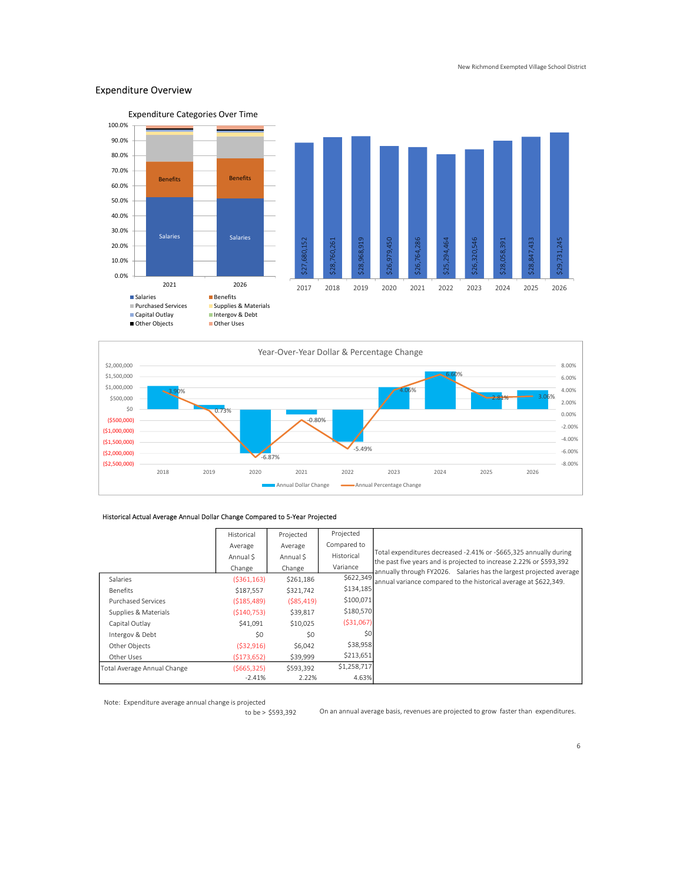## Expenditure Overview

Expenditure Categories Over Time

100.0%
90.0%
80.0%
70.0%
60.0%
50.0%
40.0%
30.0%
20.0%
10.0%
0.0%

Benefits
Salaries
2021
2026

Salaries
Benefits
Purchased Services
Supplies & Materials
Capital Outlay
Intergov & Debt
Other Objects
Other Uses

$27,680,152
$28,760,261
$28,968,919
$26,979,450
$26,764,286
$25,294,464
$26,320,546
$28,058,391
$28,847,433
$29,731,245

2017 2018 2019 2020 2021 2022 2023 2024 2025 2026

Year-Over-Year Dollar & Percentage Change

$2,000,000
$1,500,000
$1,000,000
$500,000
$0
($500,000)
($1,000,000)
($1,500,000)
($2,000,000)
($2,500,000)

8.00%
6.00%
4.00%
2.00%
0.00%
-2.00%
-4.00%
-6.00%
-8.00%

3.90%
0.73%
-6.87%
-0.80%
-5.49%
4.06%
6.60%
2.81%
3.06%

2018 2019 2020 2021 2022 2023 2024 2025 2026

Annual Dollar Change
Annual Percentage Change

Historical Actual Average Annual Dollar Change Compared to 5-Year Projected

| | Historical Average Annual $ Change | Projected Average Annual $ Change | Projected Compared to Historical Variance |
|---|---|---|---|
| Salaries | ($361,163) | $261,186 | $622,349 |
| Benefits | $187,557 | $321,742 | $134,185 |
| Purchased Services | ($185,489) | ($85,419) | $100,071 |
| Supplies & Materials | ($140,753) | $39,817 | $180,570 |
| Capital Outlay | $41,091 | $10,025 | ($31,067) |
| Intergov & Debt | $0 | $0 | $0 |
| Other Objects | ($32,916) | $6,042 | $38,958 |
| Other Uses | ($173,652) | $39,999 | $213,651 |
| Total Average Annual Change | ($665,325) | $593,392 | $1,258,717 |
| | -2.41% | 2.22% | 4.63% |

Total expenditures decreased -2.41% or -$665,325 annually during the past five years and is projected to increase 2.22% or $593,392 annually through FY2026. Salaries has the largest projected average annual variance compared to the historical average at $622,349.

Note: Expenditure average annual change is projected to be > $593,392

On an annual average basis, revenues are projected to grow faster than expenditures.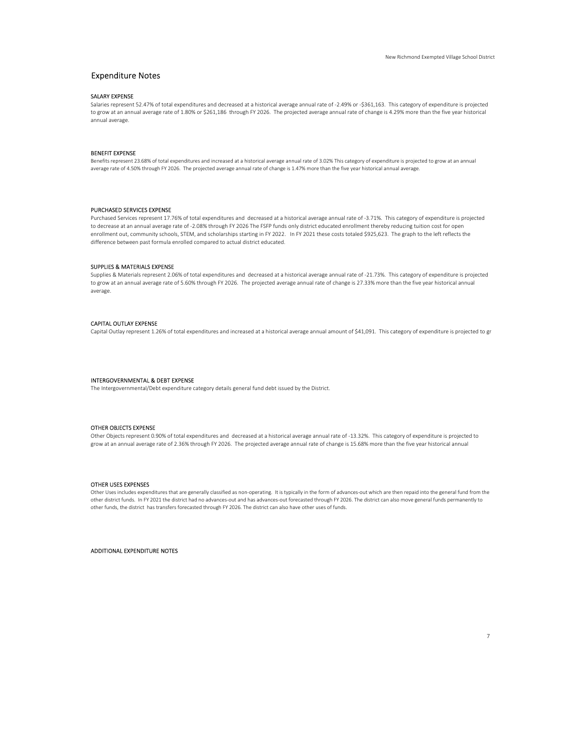# Expenditure Notes

### SALARY EXPENSE

Salaries represent 52.47% of total expenditures and decreased at a historical average annual rate of -2.49% or -$361,163. This category of expenditure is projected to grow at an annual average rate of 1.80% or $261,186 through FY 2026. The projected average annual rate of change is 4.29% more than the five year historical annual average.

### BENEFIT EXPENSE

Benefits represent 23.68% of total expenditures and increased at a historical average annual rate of 3.02% This category of expenditure is projected to grow at an annual average rate of 4.50% through FY 2026. The projected average annual rate of change is 1.47% more than the five year historical annual average.

### PURCHASED SERVICES EXPENSE

Purchased Services represent 17.76% of total expenditures and decreased at a historical average annual rate of -3.71%. This category of expenditure is projected to decrease at an annual average rate of -2.08% through FY 2026 The FSFP funds only district educated enrollment thereby reducing tuition cost for open enrollment out, community schools, STEM, and scholarships starting in FY 2022. In FY 2021 these costs totaled $925,623. The graph to the left reflects the difference between past formula enrolled compared to actual district educated.

### SUPPLIES & MATERIALS EXPENSE

Supplies & Materials represent 2.06% of total expenditures and decreased at a historical average annual rate of -21.73%. This category of expenditure is projected to grow at an annual average rate of 5.60% through FY 2026. The projected average annual rate of change is 27.33% more than the five year historical annual average.

### CAPITAL OUTLAY EXPENSE

Capital Outlay represent 1.26% of total expenditures and increased at a historical average annual amount of $41,091. This category of expenditure is projected to gr

### INTERGOVERNMENTAL & DEBT EXPENSE

The Intergovernmental/Debt expenditure category details general fund debt issued by the District.

### OTHER OBJECTS EXPENSE

Other Objects represent 0.90% of total expenditures and decreased at a historical average annual rate of -13.32%. This category of expenditure is projected to grow at an annual average rate of 2.36% through FY 2026. The projected average annual rate of change is 15.68% more than the five year historical annual

### OTHER USES EXPENSES

Other Uses includes expenditures that are generally classified as non-operating. It is typically in the form of advances-out which are then repaid into the general fund from the other district funds. In FY 2021 the district had no advances-out and has advances-out forecasted through FY 2026. The district can also move general funds permanently to other funds, the district has transfers forecasted through FY 2026. The district can also have other uses of funds.

### ADDITIONAL EXPENDITURE NOTES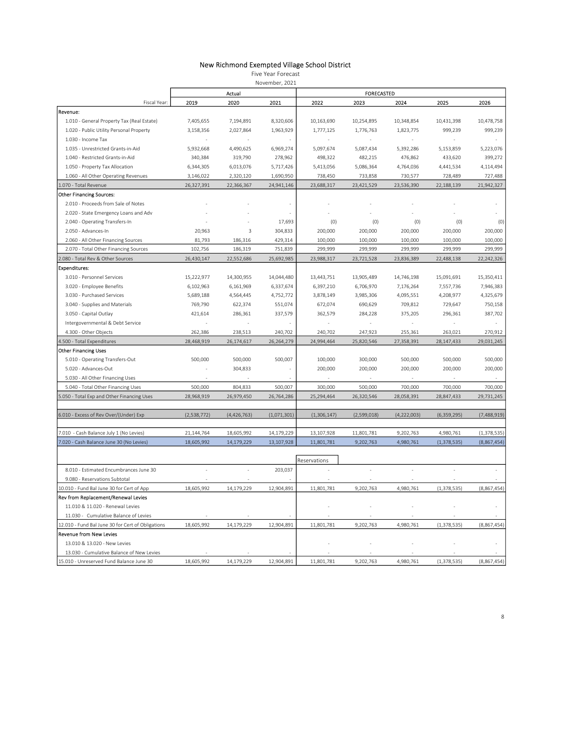## New Richmond Exempted Village School District

Five Year Forecast

November, 2021

| | Actual | | | FORECASTED | | | | |
|---|---|---|---|---|---|---|---|---|
| Fiscal Year: | 2019 | 2020 | 2021 | 2022 | 2023 | 2024 | 2025 | 2026 |
| **Revenue:** | | | | | | | | |
| 1.010 - General Property Tax (Real Estate) | 7,405,655 | 7,194,891 | 8,320,606 | 10,163,690 | 10,254,895 | 10,348,854 | 10,431,398 | 10,478,758 |
| 1.020 - Public Utility Personal Property | 3,158,356 | 2,027,864 | 1,963,929 | 1,777,125 | 1,776,763 | 1,823,775 | 999,239 | 999,239 |
| 1.030 - Income Tax | - | - | - | - | - | - | - | - |
| 1.035 - Unrestricted Grants-in-Aid | 5,932,668 | 4,490,625 | 6,969,274 | 5,097,674 | 5,087,434 | 5,392,286 | 5,153,859 | 5,223,076 |
| 1.040 - Restricted Grants-in-Aid | 340,384 | 319,790 | 278,962 | 498,322 | 482,215 | 476,862 | 433,620 | 399,272 |
| 1.050 - Property Tax Allocation | 6,344,305 | 6,013,076 | 5,717,426 | 5,413,056 | 5,086,364 | 4,764,036 | 4,441,534 | 4,114,494 |
| 1.060 - All Other Operating Revenues | 3,146,022 | 2,320,120 | 1,690,950 | 738,450 | 733,858 | 730,577 | 728,489 | 727,488 |
| 1.070 - Total Revenue | 26,327,391 | 22,366,367 | 24,941,146 | 23,688,317 | 23,421,529 | 23,536,390 | 22,188,139 | 21,942,327 |
| **Other Financing Sources:** | | | | | | | | |
| 2.010 - Proceeds from Sale of Notes | - | - | - | - | - | - | - | - |
| 2.020 - State Emergency Loans and Adv | - | - | - | - | - | - | - | - |
| 2.040 - Operating Transfers-In | - | - | 17,693 | (0) | (0) | (0) | (0) | (0) |
| 2.050 - Advances-In | 20,963 | 3 | 304,833 | 200,000 | 200,000 | 200,000 | 200,000 | 200,000 |
| 2.060 - All Other Financing Sources | 81,793 | 186,316 | 429,314 | 100,000 | 100,000 | 100,000 | 100,000 | 100,000 |
| 2.070 - Total Other Financing Sources | 102,756 | 186,319 | 751,839 | 299,999 | 299,999 | 299,999 | 299,999 | 299,999 |
| 2.080 - Total Rev & Other Sources | 26,430,147 | 22,552,686 | 25,692,985 | 23,988,317 | 23,721,528 | 23,836,389 | 22,488,138 | 22,242,326 |
| **Expenditures:** | | | | | | | | |
| 3.010 - Personnel Services | 15,222,977 | 14,300,955 | 14,044,480 | 13,443,751 | 13,905,489 | 14,746,198 | 15,091,691 | 15,350,411 |
| 3.020 - Employee Benefits | 6,102,963 | 6,161,969 | 6,337,674 | 6,397,210 | 6,706,970 | 7,176,264 | 7,557,736 | 7,946,383 |
| 3.030 - Purchased Services | 5,689,188 | 4,564,445 | 4,752,772 | 3,878,149 | 3,985,306 | 4,095,551 | 4,208,977 | 4,325,679 |
| 3.040 - Supplies and Materials | 769,790 | 622,374 | 551,074 | 672,074 | 690,629 | 709,812 | 729,647 | 750,158 |
| 3.050 - Capital Outlay | 421,614 | 286,361 | 337,579 | 362,579 | 284,228 | 375,205 | 296,361 | 387,702 |
| Intergovernmental & Debt Service | - | - | - | - | - | - | - | - |
| 4.300 - Other Objects | 262,386 | 238,513 | 240,702 | 240,702 | 247,923 | 255,361 | 263,021 | 270,912 |
| 4.500 - Total Expenditures | 28,468,919 | 26,174,617 | 26,264,279 | 24,994,464 | 25,820,546 | 27,358,391 | 28,147,433 | 29,031,245 |
| **Other Financing Uses** | | | | | | | | |
| 5.010 - Operating Transfers-Out | 500,000 | 500,000 | 500,007 | 100,000 | 300,000 | 500,000 | 500,000 | 500,000 |
| 5.020 - Advances-Out | - | 304,833 | - | 200,000 | 200,000 | 200,000 | 200,000 | 200,000 |
| 5.030 - All Other Financing Uses | - | - | - | - | - | - | - | - |
| 5.040 - Total Other Financing Uses | 500,000 | 804,833 | 500,007 | 300,000 | 500,000 | 700,000 | 700,000 | 700,000 |
| 5.050 - Total Exp and Other Financing Uses | 28,968,919 | 26,979,450 | 26,764,286 | 25,294,464 | 26,320,546 | 28,058,391 | 28,847,433 | 29,731,245 |
| 6.010 - Excess of Rev Over/(Under) Exp | (2,538,772) | (4,426,763) | (1,071,301) | (1,306,147) | (2,599,018) | (4,222,003) | (6,359,295) | (7,488,919) |
| 7.010 - Cash Balance July 1 (No Levies) | 21,144,764 | 18,605,992 | 14,179,229 | 13,107,928 | 11,801,781 | 9,202,763 | 4,980,761 | (1,378,535) |
| 7.020 - Cash Balance June 30 (No Levies) | 18,605,992 | 14,179,229 | 13,107,928 | 11,801,781 | 9,202,763 | 4,980,761 | (1,378,535) | (8,867,454) |
| | | | | Reservations | | | | |
| 8.010 - Estimated Encumbrances June 30 | - | - | 203,037 | - | - | - | - | - |
| 9.080 - Reservations Subtotal | - | - | - | - | - | - | - | - |
| 10.010 - Fund Bal June 30 for Cert of App | 18,605,992 | 14,179,229 | 12,904,891 | 11,801,781 | 9,202,763 | 4,980,761 | (1,378,535) | (8,867,454) |
| **Rev from Replacement/Renewal Levies** | | | | | | | | |
| 11.010 & 11.020 - Renewal Levies | | | | - | - | - | - | - |
| 11.030 - Cumulative Balance of Levies | - | - | - | - | - | - | - | - |
| 12.010 - Fund Bal June 30 for Cert of Obligations | 18,605,992 | 14,179,229 | 12,904,891 | 11,801,781 | 9,202,763 | 4,980,761 | (1,378,535) | (8,867,454) |
| **Revenue from New Levies** | | | | | | | | |
| 13.010 & 13.020 - New Levies | | | | - | - | - | - | - |
| 13.030 - Cumulative Balance of New Levies | - | - | - | - | - | - | - | - |
| 15.010 - Unreserved Fund Balance June 30 | 18,605,992 | 14,179,229 | 12,904,891 | 11,801,781 | 9,202,763 | 4,980,761 | (1,378,535) | (8,867,454) |